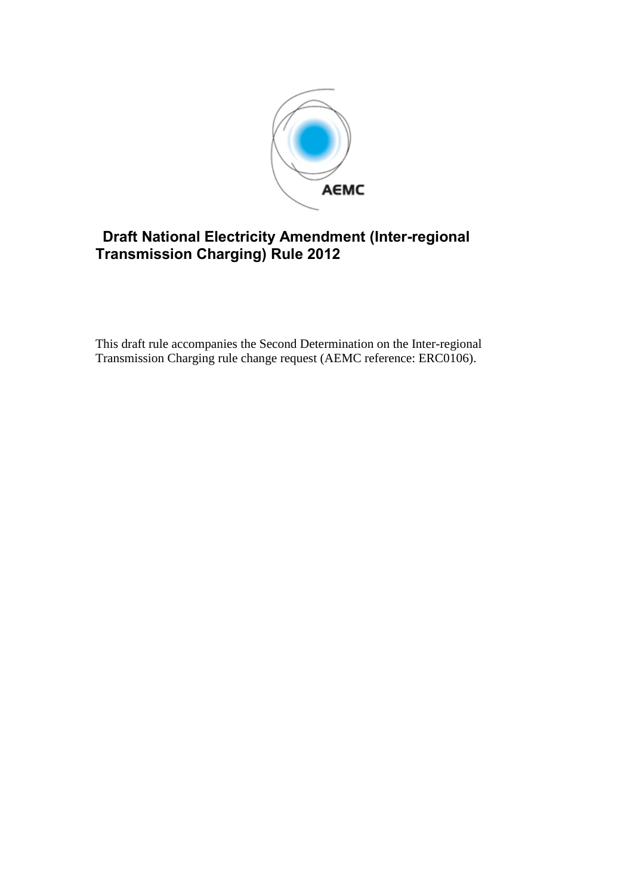# Draft National Electricity Amendment (Inter-regional Transmission Charging) Rule 2012

This draft rule accompanies the Second Determination on the Inter-regional Transmission Charging rule change request (AEMC reference: ERC0106).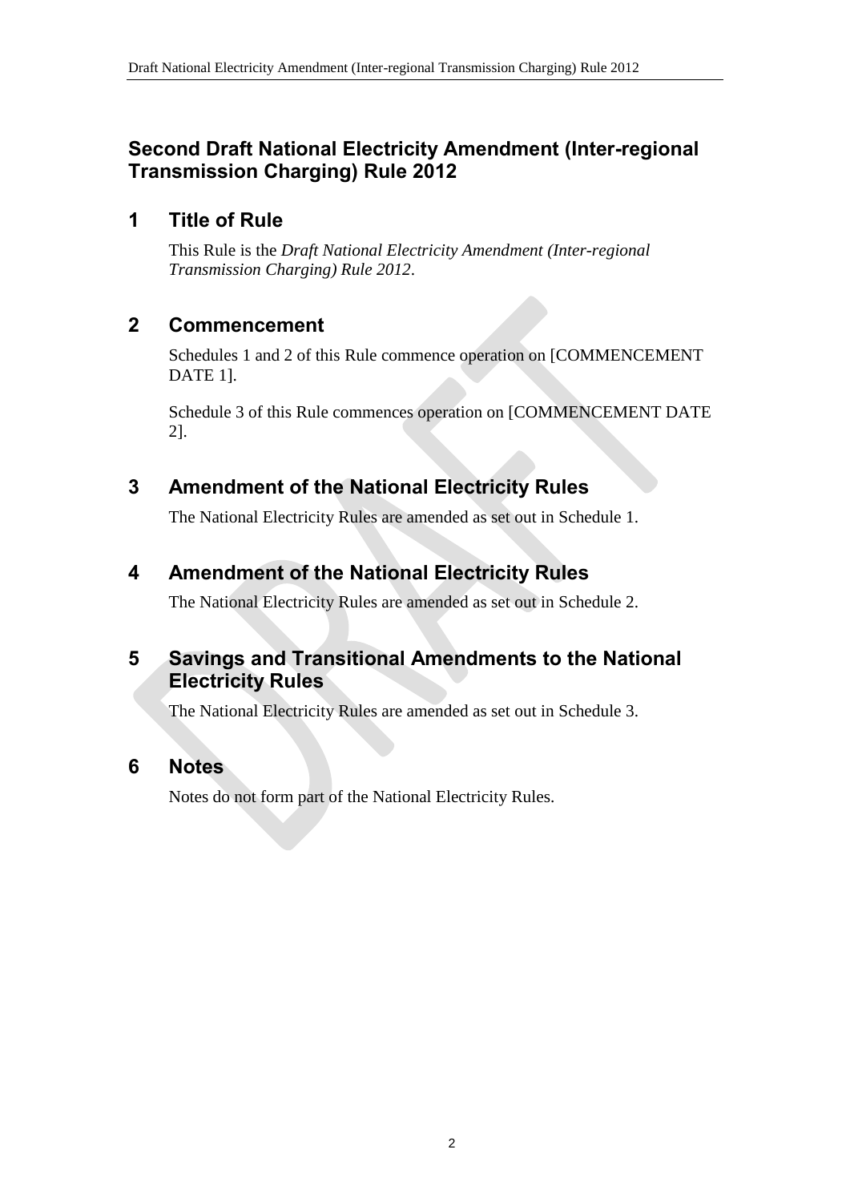## Second Draft National Electricity Amendment (Inter-regional Transmission Charging) Rule 2012

## 1 Title of Rule

This Rule is the *Draft National Electricity Amendment (Inter-regional Transmission Charging) Rule 2012*.

## 2 Commencement

Schedules 1 and 2 of this Rule commence operation on [COMMENCEMENT DATE 1].

Schedule 3 of this Rule commences operation on [COMMENCEMENT DATE 2].

## 3 Amendment of the National Electricity Rules

The National Electricity Rules are amended as set out in Schedule 1.

## 4 Amendment of the National Electricity Rules

The National Electricity Rules are amended as set out in Schedule 2.

## 5 Savings and Transitional Amendments to the National Electricity Rules

The National Electricity Rules are amended as set out in Schedule 3.

## 6 Notes

Notes do not form part of the National Electricity Rules.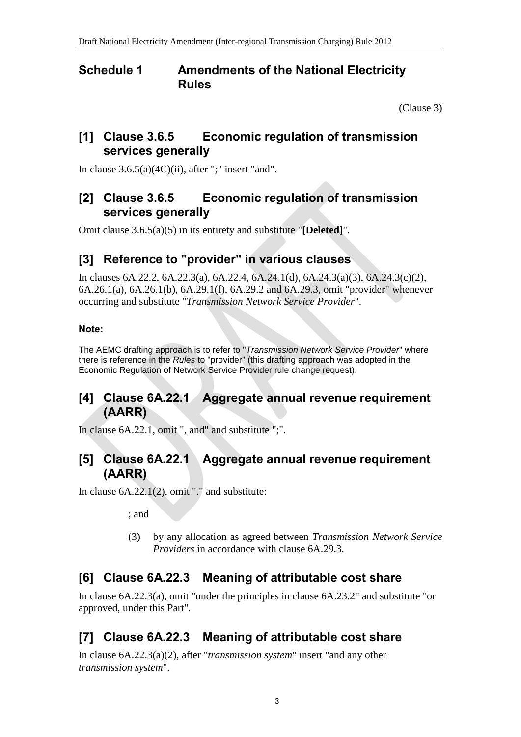# Schedule 1 Amendments of the National Electricity Rules

(Clause 3)

## [1] Clause 3.6.5 Economic regulation of transmission services generally

In clause 3.6.5(a)(4C)(ii), after ";" insert "and".

## [2] Clause 3.6.5 Economic regulation of transmission services generally

Omit clause 3.6.5(a)(5) in its entirety and substitute "**[Deleted]**".

## [3] Reference to "provider" in various clauses

In clauses 6A.22.2, 6A.22.3(a), 6A.22.4, 6A.24.1(d), 6A.24.3(a)(3), 6A.24.3(c)(2), 6A.26.1(a), 6A.26.1(b), 6A.29.1(f), 6A.29.2 and 6A.29.3, omit "provider" whenever occurring and substitute "*Transmission Network Service Provider*".

**Note:**

The AEMC drafting approach is to refer to "*Transmission Network Service Provider*" where there is reference in the *Rules* to "provider" (this drafting approach was adopted in the Economic Regulation of Network Service Provider rule change request).

## [4] Clause 6A.22.1 Aggregate annual revenue requirement (AARR)

In clause 6A.22.1, omit ", and" and substitute ";".

## [5] Clause 6A.22.1 Aggregate annual revenue requirement (AARR)

In clause 6A.22.1(2), omit "." and substitute:

; and

(3) by any allocation as agreed between *Transmission Network Service Providers* in accordance with clause 6A.29.3.

## [6] Clause 6A.22.3 Meaning of attributable cost share

In clause 6A.22.3(a), omit "under the principles in clause 6A.23.2" and substitute "or approved, under this Part".

## [7] Clause 6A.22.3 Meaning of attributable cost share

In clause 6A.22.3(a)(2), after "*transmission system*" insert "and any other *transmission system*".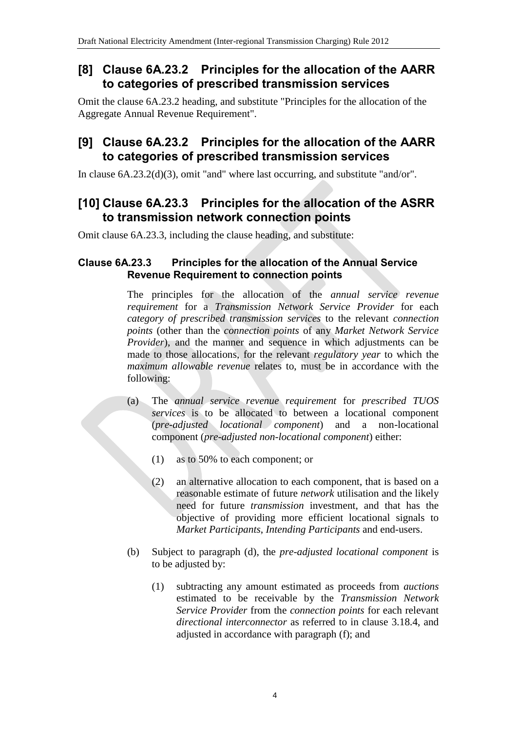## [8] Clause 6A.23.2 Principles for the allocation of the AARR to categories of prescribed transmission services

Omit the clause 6A.23.2 heading, and substitute "Principles for the allocation of the Aggregate Annual Revenue Requirement".

## [9] Clause 6A.23.2 Principles for the allocation of the AARR to categories of prescribed transmission services

In clause 6A.23.2(d)(3), omit "and" where last occurring, and substitute "and/or".

## [10] Clause 6A.23.3 Principles for the allocation of the ASRR to transmission network connection points

Omit clause 6A.23.3, including the clause heading, and substitute:

### Clause 6A.23.3 Principles for the allocation of the Annual Service Revenue Requirement to connection points

The principles for the allocation of the *annual service revenue requirement* for a *Transmission Network Service Provider* for each *category of prescribed transmission services* to the relevant *connection points* (other than the *connection points* of any *Market Network Service Provider*), and the manner and sequence in which adjustments can be made to those allocations, for the relevant *regulatory year* to which the *maximum allowable revenue* relates to, must be in accordance with the following:

(a) The *annual service revenue requirement* for *prescribed TUOS services* is to be allocated to between a locational component (*pre-adjusted locational component*) and a non-locational component (*pre-adjusted non-locational component*) either:

(1) as to 50% to each component; or

(2) an alternative allocation to each component, that is based on a reasonable estimate of future *network* utilisation and the likely need for future *transmission* investment, and that has the objective of providing more efficient locational signals to *Market Participants*, *Intending Participants* and end-users.

(b) Subject to paragraph (d), the *pre-adjusted locational component* is to be adjusted by:

(1) subtracting any amount estimated as proceeds from *auctions* estimated to be receivable by the *Transmission Network Service Provider* from the *connection points* for each relevant *directional interconnector* as referred to in clause 3.18.4, and adjusted in accordance with paragraph (f); and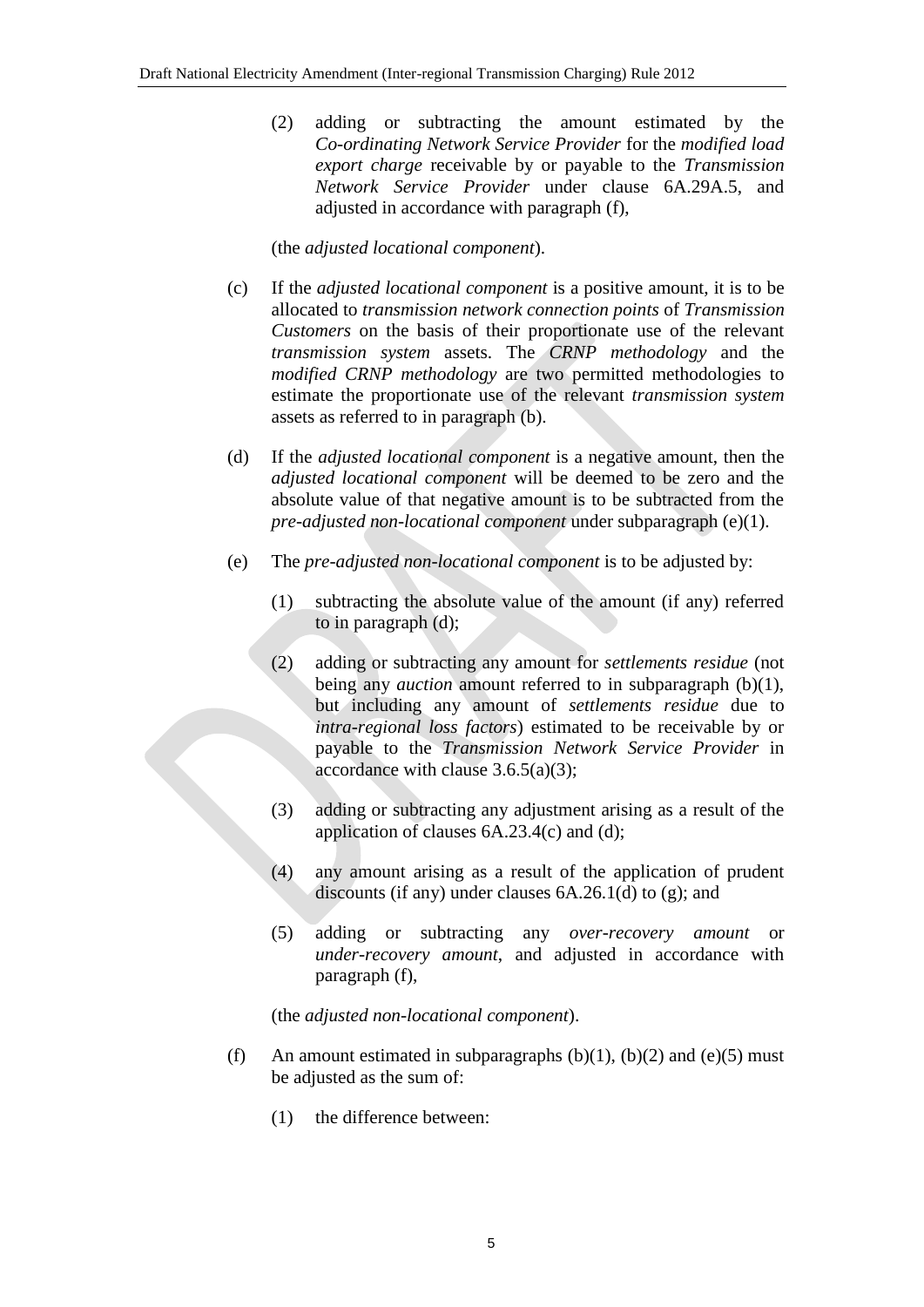(2) adding or subtracting the amount estimated by the *Co-ordinating Network Service Provider* for the *modified load export charge* receivable by or payable to the *Transmission Network Service Provider* under clause 6A.29A.5, and adjusted in accordance with paragraph (f),

(the *adjusted locational component*).

(c) If the *adjusted locational component* is a positive amount, it is to be allocated to *transmission network connection points* of *Transmission Customers* on the basis of their proportionate use of the relevant *transmission system* assets. The *CRNP methodology* and the *modified CRNP methodology* are two permitted methodologies to estimate the proportionate use of the relevant *transmission system* assets as referred to in paragraph (b).

(d) If the *adjusted locational component* is a negative amount, then the *adjusted locational component* will be deemed to be zero and the absolute value of that negative amount is to be subtracted from the *pre-adjusted non-locational component* under subparagraph (e)(1).

(e) The *pre-adjusted non-locational component* is to be adjusted by:

(1) subtracting the absolute value of the amount (if any) referred to in paragraph (d);

(2) adding or subtracting any amount for *settlements residue* (not being any *auction* amount referred to in subparagraph (b)(1), but including any amount of *settlements residue* due to *intra-regional loss factors*) estimated to be receivable by or payable to the *Transmission Network Service Provider* in accordance with clause 3.6.5(a)(3);

(3) adding or subtracting any adjustment arising as a result of the application of clauses 6A.23.4(c) and (d);

(4) any amount arising as a result of the application of prudent discounts (if any) under clauses 6A.26.1(d) to (g); and

(5) adding or subtracting any *over-recovery amount* or *under-recovery amount*, and adjusted in accordance with paragraph (f),

(the *adjusted non-locational component*).

(f) An amount estimated in subparagraphs (b)(1), (b)(2) and (e)(5) must be adjusted as the sum of:

(1) the difference between: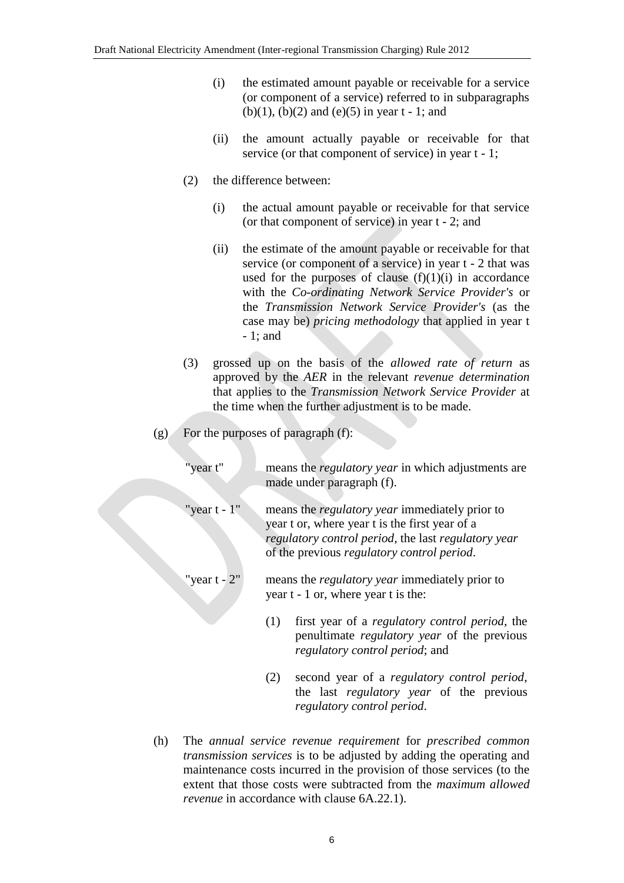(i) the estimated amount payable or receivable for a service (or component of a service) referred to in subparagraphs (b)(1), (b)(2) and (e)(5) in year t - 1; and

(ii) the amount actually payable or receivable for that service (or that component of service) in year t - 1;

(2) the difference between:

(i) the actual amount payable or receivable for that service (or that component of service) in year t - 2; and

(ii) the estimate of the amount payable or receivable for that service (or component of a service) in year t - 2 that was used for the purposes of clause (f)(1)(i) in accordance with the *Co-ordinating Network Service Provider's* or the *Transmission Network Service Provider's* (as the case may be) *pricing methodology* that applied in year t - 1; and

(3) grossed up on the basis of the *allowed rate of return* as approved by the *AER* in the relevant *revenue determination* that applies to the *Transmission Network Service Provider* at the time when the further adjustment is to be made.

(g) For the purposes of paragraph (f):

"year t" means the *regulatory year* in which adjustments are made under paragraph (f).

"year t - 1" means the *regulatory year* immediately prior to year t or, where year t is the first year of a *regulatory control period*, the last *regulatory year* of the previous *regulatory control period*.

"year t - 2" means the *regulatory year* immediately prior to year t - 1 or, where year t is the:

(1) first year of a *regulatory control period*, the penultimate *regulatory year* of the previous *regulatory control period*; and

(2) second year of a *regulatory control period*, the last *regulatory year* of the previous *regulatory control period*.

(h) The *annual service revenue requirement* for *prescribed common transmission services* is to be adjusted by adding the operating and maintenance costs incurred in the provision of those services (to the extent that those costs were subtracted from the *maximum allowed revenue* in accordance with clause 6A.22.1).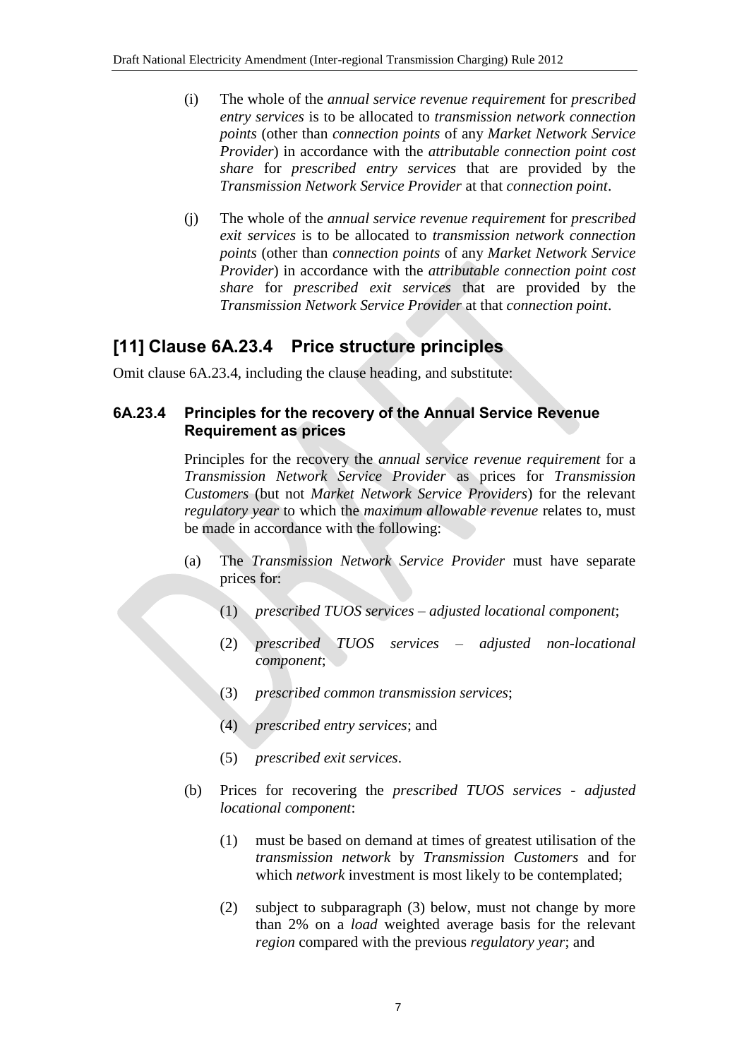(i) The whole of the *annual service revenue requirement* for *prescribed entry services* is to be allocated to *transmission network connection points* (other than *connection points* of any *Market Network Service Provider*) in accordance with the *attributable connection point cost share* for *prescribed entry services* that are provided by the *Transmission Network Service Provider* at that *connection point*.

(j) The whole of the *annual service revenue requirement* for *prescribed exit services* is to be allocated to *transmission network connection points* (other than *connection points* of any *Market Network Service Provider*) in accordance with the *attributable connection point cost share* for *prescribed exit services* that are provided by the *Transmission Network Service Provider* at that *connection point*.

## [11] Clause 6A.23.4 Price structure principles

Omit clause 6A.23.4, including the clause heading, and substitute:

### 6A.23.4 Principles for the recovery of the Annual Service Revenue Requirement as prices

Principles for the recovery the *annual service revenue requirement* for a *Transmission Network Service Provider* as prices for *Transmission Customers* (but not *Market Network Service Providers*) for the relevant *regulatory year* to which the *maximum allowable revenue* relates to, must be made in accordance with the following:

(a) The *Transmission Network Service Provider* must have separate prices for:

(1) *prescribed TUOS services – adjusted locational component*;

(2) *prescribed TUOS services – adjusted non-locational component*;

(3) *prescribed common transmission services*;

(4) *prescribed entry services*; and

(5) *prescribed exit services*.

(b) Prices for recovering the *prescribed TUOS services - adjusted locational component*:

(1) must be based on demand at times of greatest utilisation of the *transmission network* by *Transmission Customers* and for which *network* investment is most likely to be contemplated;

(2) subject to subparagraph (3) below, must not change by more than 2% on a *load* weighted average basis for the relevant *region* compared with the previous *regulatory year*; and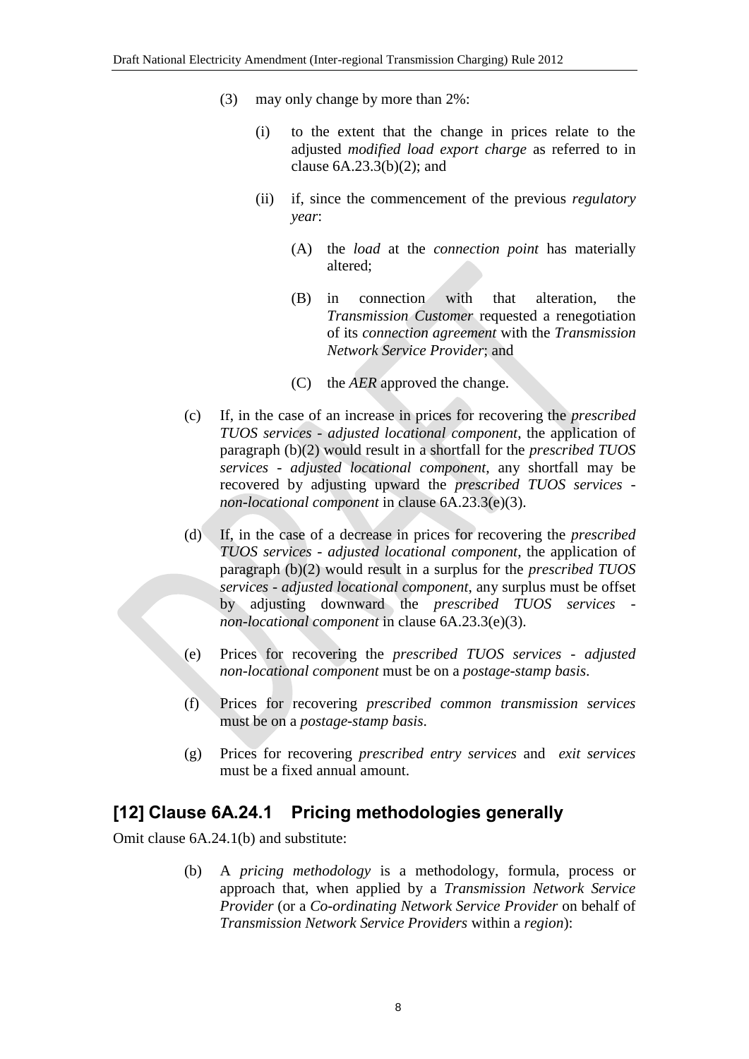(3) may only change by more than 2%:

(i) to the extent that the change in prices relate to the adjusted *modified load export charge* as referred to in clause 6A.23.3(b)(2); and

(ii) if, since the commencement of the previous *regulatory year*:

(A) the *load* at the *connection point* has materially altered;

(B) in connection with that alteration, the *Transmission Customer* requested a renegotiation of its *connection agreement* with the *Transmission Network Service Provider*; and

(C) the *AER* approved the change.

(c) If, in the case of an increase in prices for recovering the *prescribed TUOS services - adjusted locational component*, the application of paragraph (b)(2) would result in a shortfall for the *prescribed TUOS services - adjusted locational component*, any shortfall may be recovered by adjusting upward the *prescribed TUOS services - non-locational component* in clause 6A.23.3(e)(3).

(d) If, in the case of a decrease in prices for recovering the *prescribed TUOS services - adjusted locational component*, the application of paragraph (b)(2) would result in a surplus for the *prescribed TUOS services - adjusted locational component*, any surplus must be offset by adjusting downward the *prescribed TUOS services - non-locational component* in clause 6A.23.3(e)(3).

(e) Prices for recovering the *prescribed TUOS services - adjusted non-locational component* must be on a *postage-stamp basis*.

(f) Prices for recovering *prescribed common transmission services* must be on a *postage-stamp basis*.

(g) Prices for recovering *prescribed entry services* and *exit services* must be a fixed annual amount.

## [12] Clause 6A.24.1 Pricing methodologies generally

Omit clause 6A.24.1(b) and substitute:

(b) A *pricing methodology* is a methodology, formula, process or approach that, when applied by a *Transmission Network Service Provider* (or a *Co-ordinating Network Service Provider* on behalf of *Transmission Network Service Providers* within a *region*):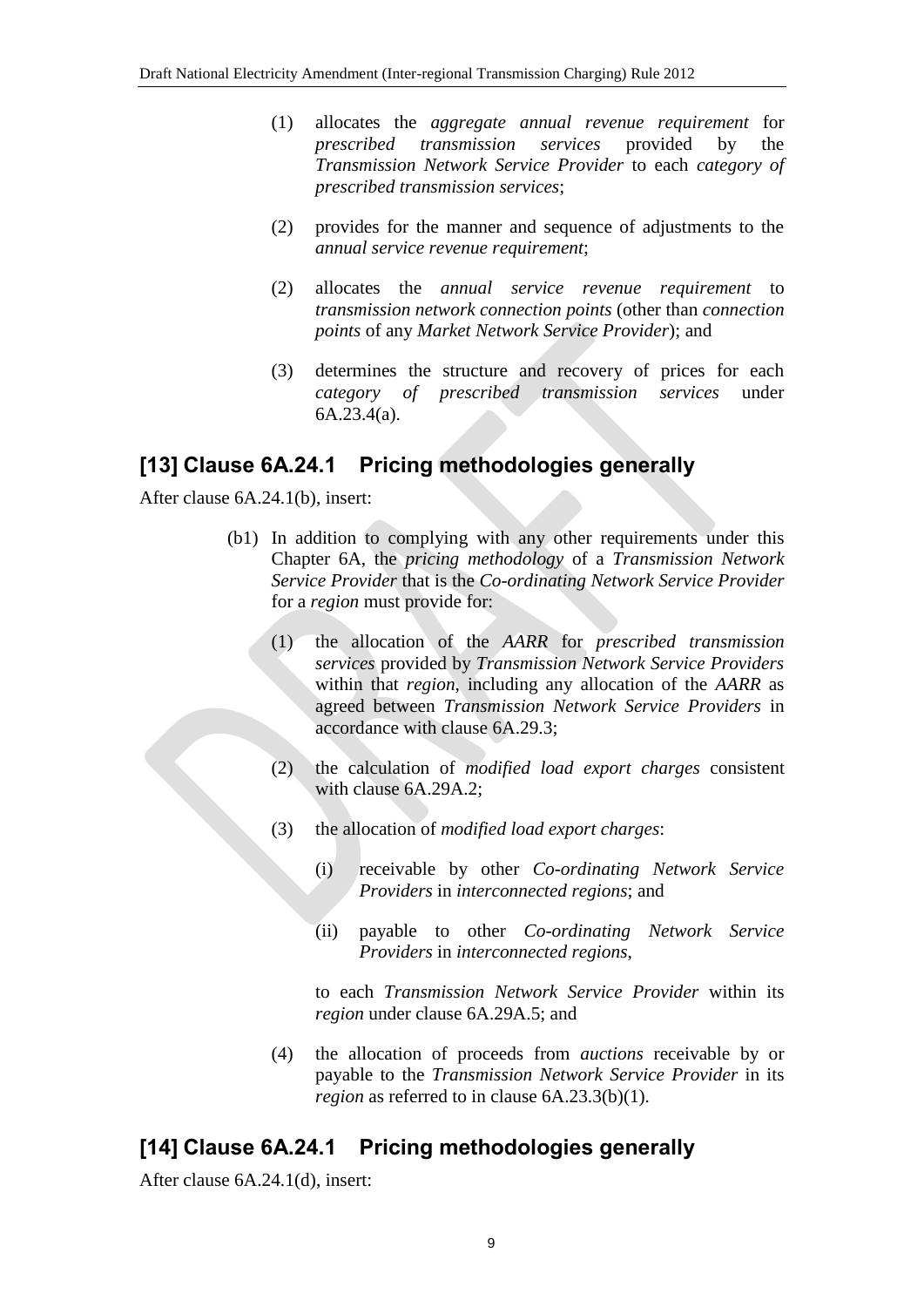(1) allocates the *aggregate annual revenue requirement* for *prescribed transmission services* provided by the *Transmission Network Service Provider* to each *category of prescribed transmission services*;

(2) provides for the manner and sequence of adjustments to the *annual service revenue requirement*;

(2) allocates the *annual service revenue requirement* to *transmission network connection points* (other than *connection points* of any *Market Network Service Provider*); and

(3) determines the structure and recovery of prices for each *category of prescribed transmission services* under 6A.23.4(a).

## [13] Clause 6A.24.1 Pricing methodologies generally

After clause 6A.24.1(b), insert:

(b1) In addition to complying with any other requirements under this Chapter 6A, the *pricing methodology* of a *Transmission Network Service Provider* that is the *Co-ordinating Network Service Provider* for a *region* must provide for:

(1) the allocation of the *AARR* for *prescribed transmission services* provided by *Transmission Network Service Providers* within that *region*, including any allocation of the *AARR* as agreed between *Transmission Network Service Providers* in accordance with clause 6A.29.3;

(2) the calculation of *modified load export charges* consistent with clause 6A.29A.2;

(3) the allocation of *modified load export charges*:

(i) receivable by other *Co-ordinating Network Service Providers* in *interconnected regions*; and

(ii) payable to other *Co-ordinating Network Service Providers* in *interconnected regions*,

to each *Transmission Network Service Provider* within its *region* under clause 6A.29A.5; and

(4) the allocation of proceeds from *auctions* receivable by or payable to the *Transmission Network Service Provider* in its *region* as referred to in clause 6A.23.3(b)(1).

## [14] Clause 6A.24.1 Pricing methodologies generally

After clause 6A.24.1(d), insert: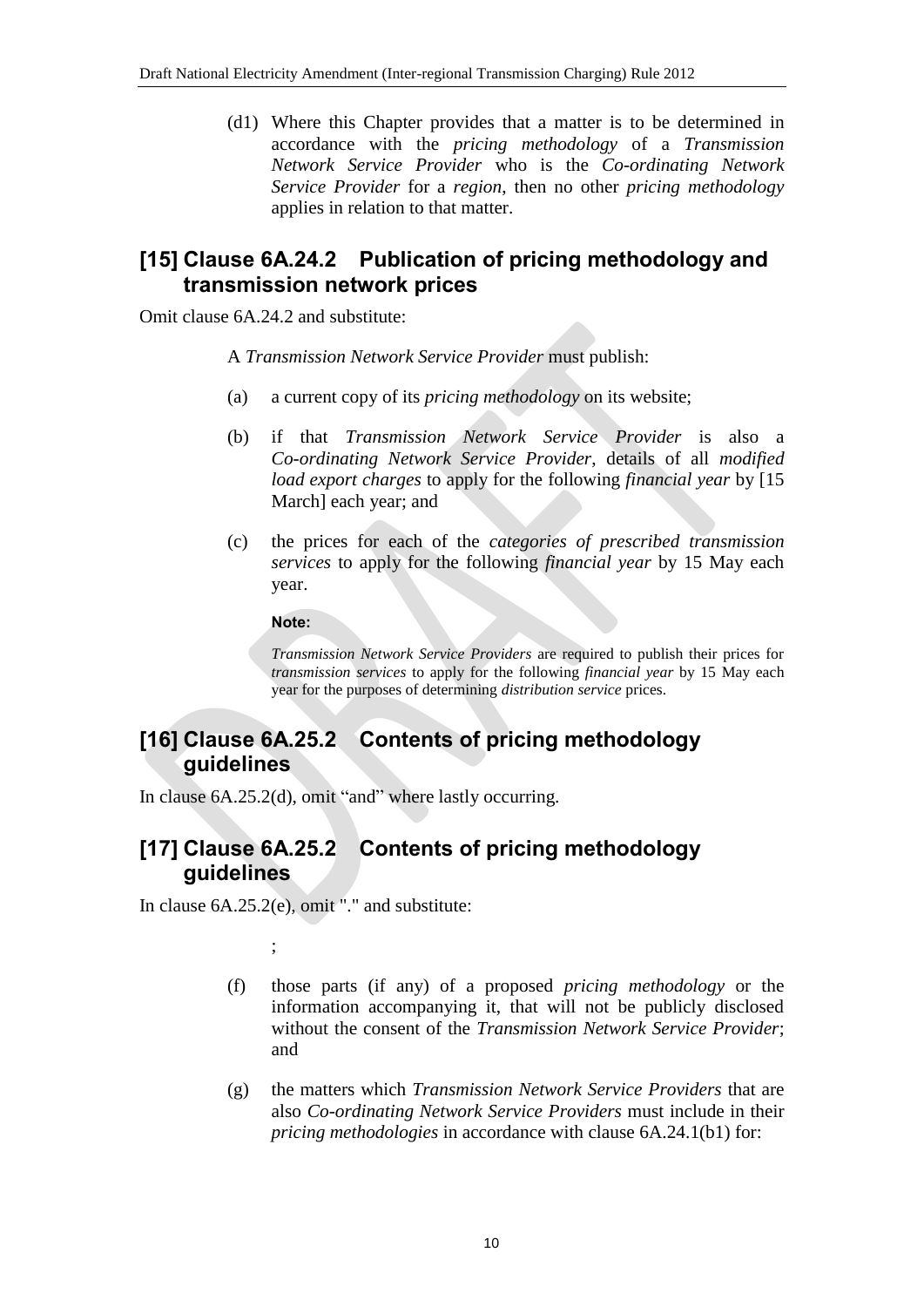(d1) Where this Chapter provides that a matter is to be determined in accordance with the *pricing methodology* of a *Transmission Network Service Provider* who is the *Co-ordinating Network Service Provider* for a *region*, then no other *pricing methodology* applies in relation to that matter.

## [15] Clause 6A.24.2 Publication of pricing methodology and transmission network prices

Omit clause 6A.24.2 and substitute:

A *Transmission Network Service Provider* must publish:

(a) a current copy of its *pricing methodology* on its website;

(b) if that *Transmission Network Service Provider* is also a *Co-ordinating Network Service Provider*, details of all *modified load export charges* to apply for the following *financial year* by [15 March] each year; and

(c) the prices for each of the *categories of prescribed transmission services* to apply for the following *financial year* by 15 May each year.

**Note:**

*Transmission Network Service Providers* are required to publish their prices for *transmission services* to apply for the following *financial year* by 15 May each year for the purposes of determining *distribution service* prices.

## [16] Clause 6A.25.2 Contents of pricing methodology guidelines

In clause 6A.25.2(d), omit "and" where lastly occurring.

## [17] Clause 6A.25.2 Contents of pricing methodology guidelines

In clause 6A.25.2(e), omit "." and substitute:

;

(f) those parts (if any) of a proposed *pricing methodology* or the information accompanying it, that will not be publicly disclosed without the consent of the *Transmission Network Service Provider*; and

(g) the matters which *Transmission Network Service Providers* that are also *Co-ordinating Network Service Providers* must include in their *pricing methodologies* in accordance with clause 6A.24.1(b1) for: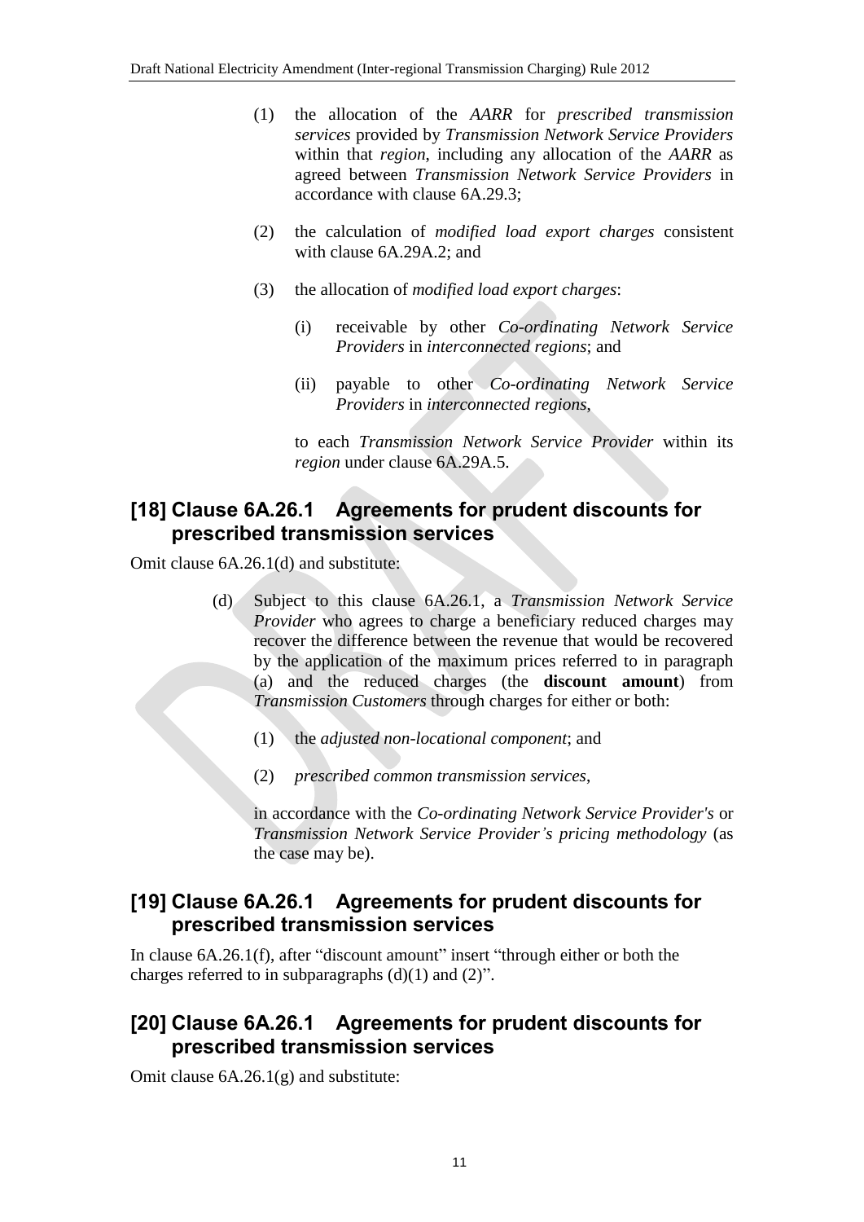(1) the allocation of the *AARR* for *prescribed transmission services* provided by *Transmission Network Service Providers* within that *region*, including any allocation of the *AARR* as agreed between *Transmission Network Service Providers* in accordance with clause 6A.29.3;

(2) the calculation of *modified load export charges* consistent with clause 6A.29A.2; and

(3) the allocation of *modified load export charges*:

(i) receivable by other *Co-ordinating Network Service Providers* in *interconnected regions*; and

(ii) payable to other *Co-ordinating Network Service Providers* in *interconnected regions*,

to each *Transmission Network Service Provider* within its *region* under clause 6A.29A.5.

## [18] Clause 6A.26.1 Agreements for prudent discounts for prescribed transmission services

Omit clause 6A.26.1(d) and substitute:

(d) Subject to this clause 6A.26.1, a *Transmission Network Service Provider* who agrees to charge a beneficiary reduced charges may recover the difference between the revenue that would be recovered by the application of the maximum prices referred to in paragraph (a) and the reduced charges (the **discount amount**) from *Transmission Customers* through charges for either or both:

(1) the *adjusted non-locational component*; and

(2) *prescribed common transmission services*,

in accordance with the *Co-ordinating Network Service Provider's* or *Transmission Network Service Provider's pricing methodology* (as the case may be).

## [19] Clause 6A.26.1 Agreements for prudent discounts for prescribed transmission services

In clause 6A.26.1(f), after "discount amount" insert "through either or both the charges referred to in subparagraphs (d)(1) and (2)".

## [20] Clause 6A.26.1 Agreements for prudent discounts for prescribed transmission services

Omit clause 6A.26.1(g) and substitute: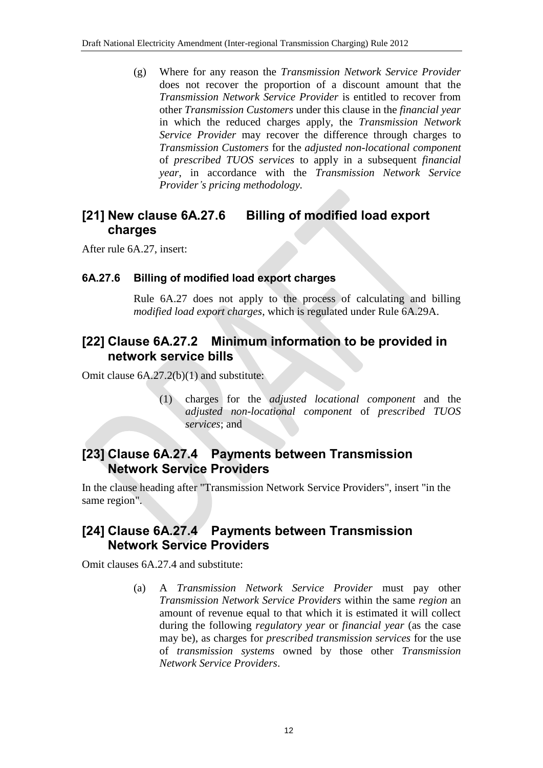(g) Where for any reason the *Transmission Network Service Provider* does not recover the proportion of a discount amount that the *Transmission Network Service Provider* is entitled to recover from other *Transmission Customers* under this clause in the *financial year* in which the reduced charges apply, the *Transmission Network Service Provider* may recover the difference through charges to *Transmission Customers* for the *adjusted non-locational component* of *prescribed TUOS services* to apply in a subsequent *financial year*, in accordance with the *Transmission Network Service Provider's pricing methodology.*

## [21] New clause 6A.27.6 Billing of modified load export charges

After rule 6A.27, insert:

### 6A.27.6 Billing of modified load export charges

Rule 6A.27 does not apply to the process of calculating and billing *modified load export charges*, which is regulated under Rule 6A.29A.

## [22] Clause 6A.27.2 Minimum information to be provided in network service bills

Omit clause 6A.27.2(b)(1) and substitute:

(1) charges for the *adjusted locational component* and the *adjusted non-locational component* of *prescribed TUOS services*; and

## [23] Clause 6A.27.4 Payments between Transmission Network Service Providers

In the clause heading after "Transmission Network Service Providers", insert "in the same region".

## [24] Clause 6A.27.4 Payments between Transmission Network Service Providers

Omit clauses 6A.27.4 and substitute:

(a) A *Transmission Network Service Provider* must pay other *Transmission Network Service Providers* within the same *region* an amount of revenue equal to that which it is estimated it will collect during the following *regulatory year* or *financial year* (as the case may be), as charges for *prescribed transmission services* for the use of *transmission systems* owned by those other *Transmission Network Service Providers*.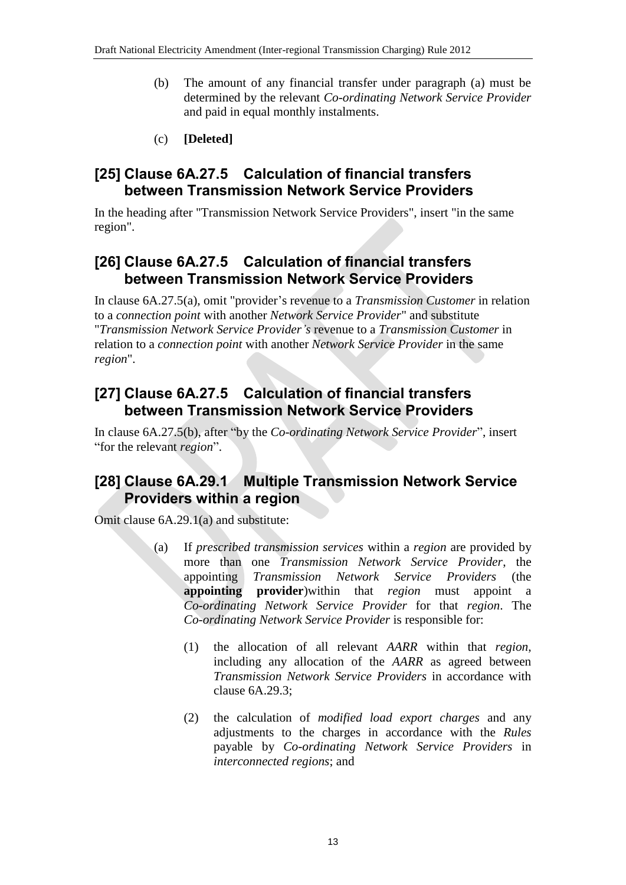(b) The amount of any financial transfer under paragraph (a) must be determined by the relevant *Co-ordinating Network Service Provider* and paid in equal monthly instalments.

(c) **[Deleted]**

## [25] Clause 6A.27.5 Calculation of financial transfers between Transmission Network Service Providers

In the heading after "Transmission Network Service Providers", insert "in the same region".

## [26] Clause 6A.27.5 Calculation of financial transfers between Transmission Network Service Providers

In clause 6A.27.5(a), omit "provider's revenue to a *Transmission Customer* in relation to a *connection point* with another *Network Service Provider*" and substitute "*Transmission Network Service Provider's* revenue to a *Transmission Customer* in relation to a *connection point* with another *Network Service Provider* in the same *region*".

## [27] Clause 6A.27.5 Calculation of financial transfers between Transmission Network Service Providers

In clause 6A.27.5(b), after "by the *Co-ordinating Network Service Provider*", insert "for the relevant *region*".

## [28] Clause 6A.29.1 Multiple Transmission Network Service Providers within a region

Omit clause 6A.29.1(a) and substitute:

(a) If *prescribed transmission services* within a *region* are provided by more than one *Transmission Network Service Provider*, the appointing *Transmission Network Service Providers* (the **appointing provider**)within that *region* must appoint a *Co-ordinating Network Service Provider* for that *region*. The *Co-ordinating Network Service Provider* is responsible for:

(1) the allocation of all relevant *AARR* within that *region*, including any allocation of the *AARR* as agreed between *Transmission Network Service Providers* in accordance with clause 6A.29.3;

(2) the calculation of *modified load export charges* and any adjustments to the charges in accordance with the *Rules* payable by *Co-ordinating Network Service Providers* in *interconnected regions*; and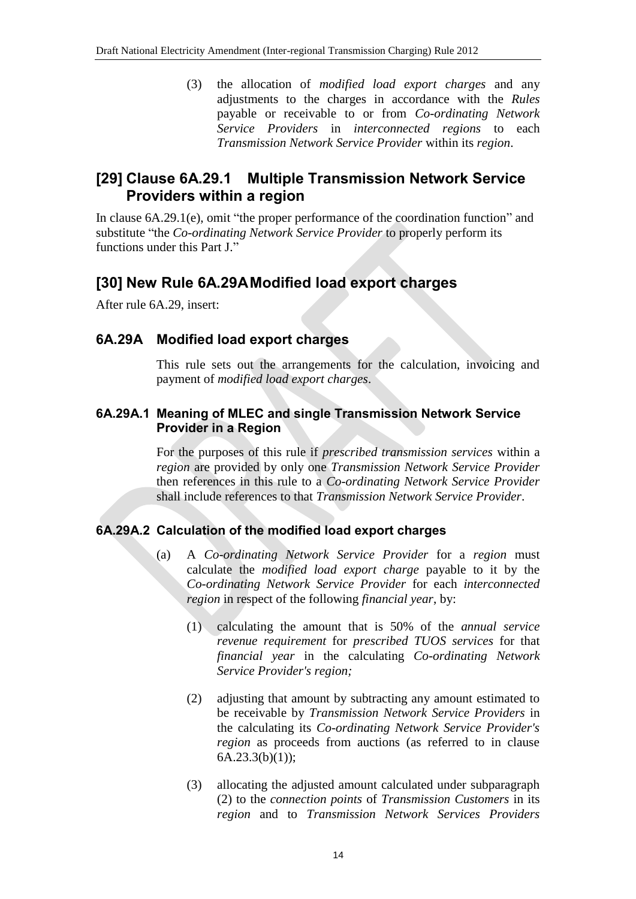(3) the allocation of *modified load export charges* and any adjustments to the charges in accordance with the *Rules* payable or receivable to or from *Co-ordinating Network Service Providers* in *interconnected regions* to each *Transmission Network Service Provider* within its *region*.

## [29] Clause 6A.29.1 Multiple Transmission Network Service Providers within a region

In clause 6A.29.1(e), omit "the proper performance of the coordination function" and substitute "the *Co-ordinating Network Service Provider* to properly perform its functions under this Part J."

## [30] New Rule 6A.29A Modified load export charges

After rule 6A.29, insert:

### 6A.29A Modified load export charges

This rule sets out the arrangements for the calculation, invoicing and payment of *modified load export charges*.

#### 6A.29A.1 Meaning of MLEC and single Transmission Network Service Provider in a Region

For the purposes of this rule if *prescribed transmission services* within a *region* are provided by only one *Transmission Network Service Provider* then references in this rule to a *Co-ordinating Network Service Provider* shall include references to that *Transmission Network Service Provider*.

#### 6A.29A.2 Calculation of the modified load export charges

(a) A *Co-ordinating Network Service Provider* for a *region* must calculate the *modified load export charge* payable to it by the *Co-ordinating Network Service Provider* for each *interconnected region* in respect of the following *financial year*, by:

(1) calculating the amount that is 50% of the *annual service revenue requirement* for *prescribed TUOS services* for that *financial year* in the calculating *Co-ordinating Network Service Provider's region;*

(2) adjusting that amount by subtracting any amount estimated to be receivable by *Transmission Network Service Providers* in the calculating its *Co-ordinating Network Service Provider's region* as proceeds from auctions (as referred to in clause 6A.23.3(b)(1));

(3) allocating the adjusted amount calculated under subparagraph (2) to the *connection points* of *Transmission Customers* in its *region* and to *Transmission Network Services Providers*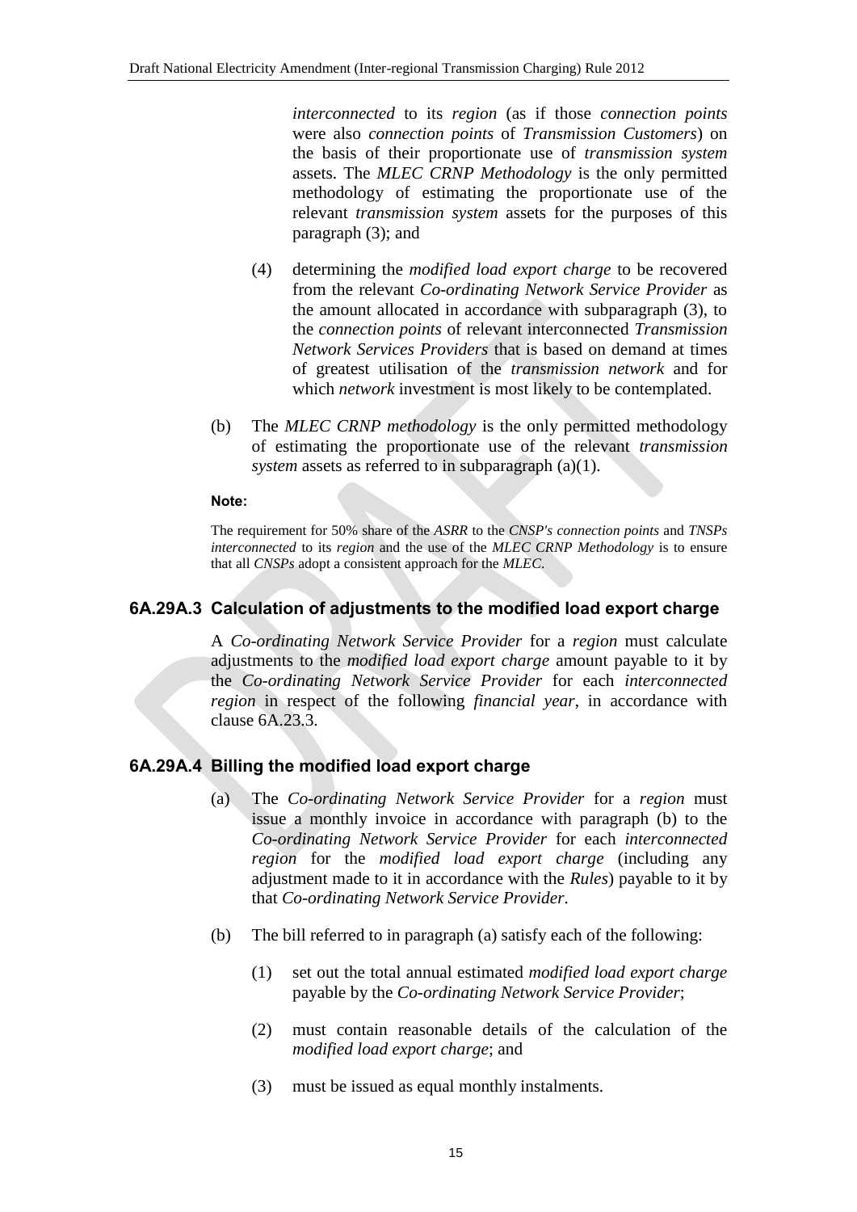*interconnected* to its *region* (as if those *connection points* were also *connection points* of *Transmission Customers*) on the basis of their proportionate use of *transmission system* assets. The *MLEC CRNP Methodology* is the only permitted methodology of estimating the proportionate use of the relevant *transmission system* assets for the purposes of this paragraph (3); and

(4) determining the *modified load export charge* to be recovered from the relevant *Co-ordinating Network Service Provider* as the amount allocated in accordance with subparagraph (3), to the *connection points* of relevant interconnected *Transmission Network Services Providers* that is based on demand at times of greatest utilisation of the *transmission network* and for which *network* investment is most likely to be contemplated.

(b) The *MLEC CRNP methodology* is the only permitted methodology of estimating the proportionate use of the relevant *transmission system* assets as referred to in subparagraph (a)(1).

**Note:**

The requirement for 50% share of the *ASRR* to the *CNSP's connection points* and *TNSPs interconnected* to its *region* and the use of the *MLEC CRNP Methodology* is to ensure that all *CNSPs* adopt a consistent approach for the *MLEC*.

### 6A.29A.3 Calculation of adjustments to the modified load export charge

A *Co-ordinating Network Service Provider* for a *region* must calculate adjustments to the *modified load export charge* amount payable to it by the *Co-ordinating Network Service Provider* for each *interconnected region* in respect of the following *financial year*, in accordance with clause 6A.23.3.

### 6A.29A.4 Billing the modified load export charge

(a) The *Co-ordinating Network Service Provider* for a *region* must issue a monthly invoice in accordance with paragraph (b) to the *Co-ordinating Network Service Provider* for each *interconnected region* for the *modified load export charge* (including any adjustment made to it in accordance with the *Rules*) payable to it by that *Co-ordinating Network Service Provider*.

(b) The bill referred to in paragraph (a) satisfy each of the following:

(1) set out the total annual estimated *modified load export charge* payable by the *Co-ordinating Network Service Provider*;

(2) must contain reasonable details of the calculation of the *modified load export charge*; and

(3) must be issued as equal monthly instalments.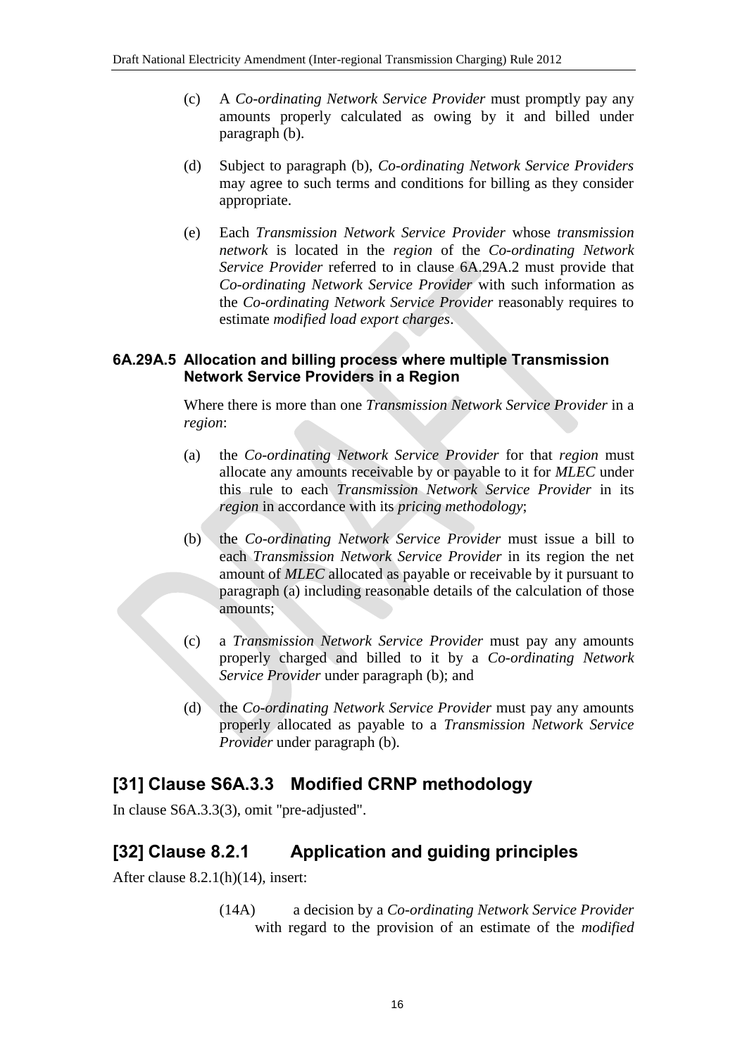(c) A *Co-ordinating Network Service Provider* must promptly pay any amounts properly calculated as owing by it and billed under paragraph (b).

(d) Subject to paragraph (b), *Co-ordinating Network Service Providers* may agree to such terms and conditions for billing as they consider appropriate.

(e) Each *Transmission Network Service Provider* whose *transmission network* is located in the *region* of the *Co-ordinating Network Service Provider* referred to in clause 6A.29A.2 must provide that *Co-ordinating Network Service Provider* with such information as the *Co-ordinating Network Service Provider* reasonably requires to estimate *modified load export charges*.

### 6A.29A.5 Allocation and billing process where multiple Transmission Network Service Providers in a Region

Where there is more than one *Transmission Network Service Provider* in a *region*:

(a) the *Co-ordinating Network Service Provider* for that *region* must allocate any amounts receivable by or payable to it for *MLEC* under this rule to each *Transmission Network Service Provider* in its *region* in accordance with its *pricing methodology*;

(b) the *Co-ordinating Network Service Provider* must issue a bill to each *Transmission Network Service Provider* in its region the net amount of *MLEC* allocated as payable or receivable by it pursuant to paragraph (a) including reasonable details of the calculation of those amounts;

(c) a *Transmission Network Service Provider* must pay any amounts properly charged and billed to it by a *Co-ordinating Network Service Provider* under paragraph (b); and

(d) the *Co-ordinating Network Service Provider* must pay any amounts properly allocated as payable to a *Transmission Network Service Provider* under paragraph (b).

## [31] Clause S6A.3.3 Modified CRNP methodology

In clause S6A.3.3(3), omit "pre-adjusted".

## [32] Clause 8.2.1 Application and guiding principles

After clause 8.2.1(h)(14), insert:

(14A) a decision by a *Co-ordinating Network Service Provider* with regard to the provision of an estimate of the *modified*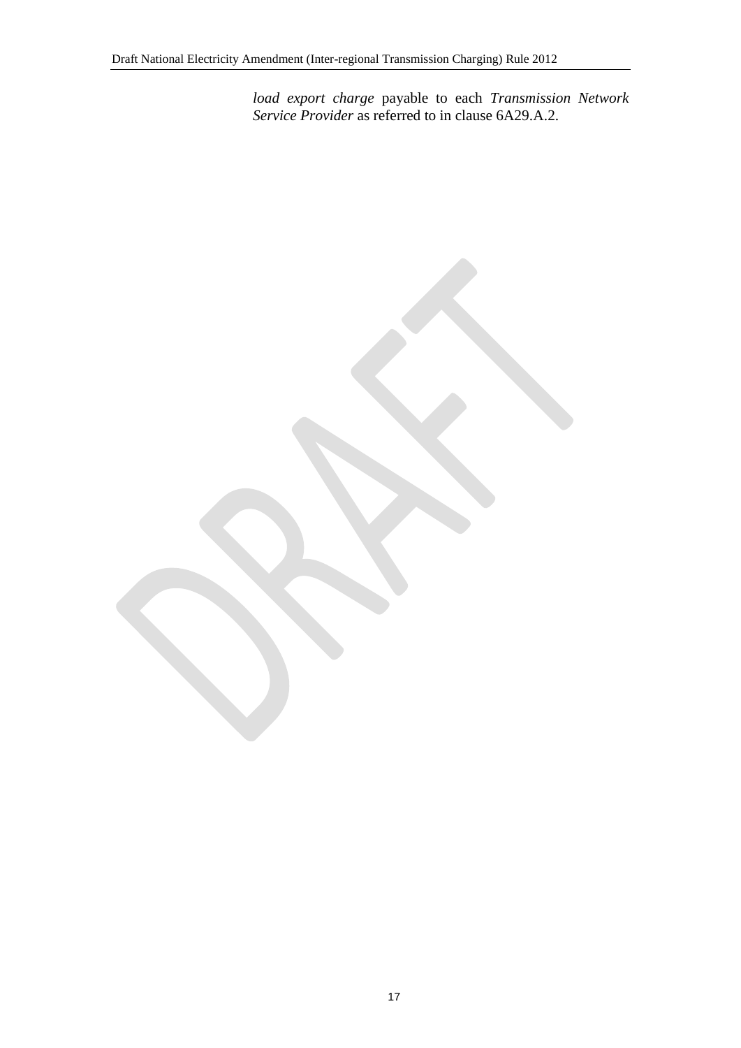*load export charge* payable to each *Transmission Network Service Provider* as referred to in clause 6A29.A.2.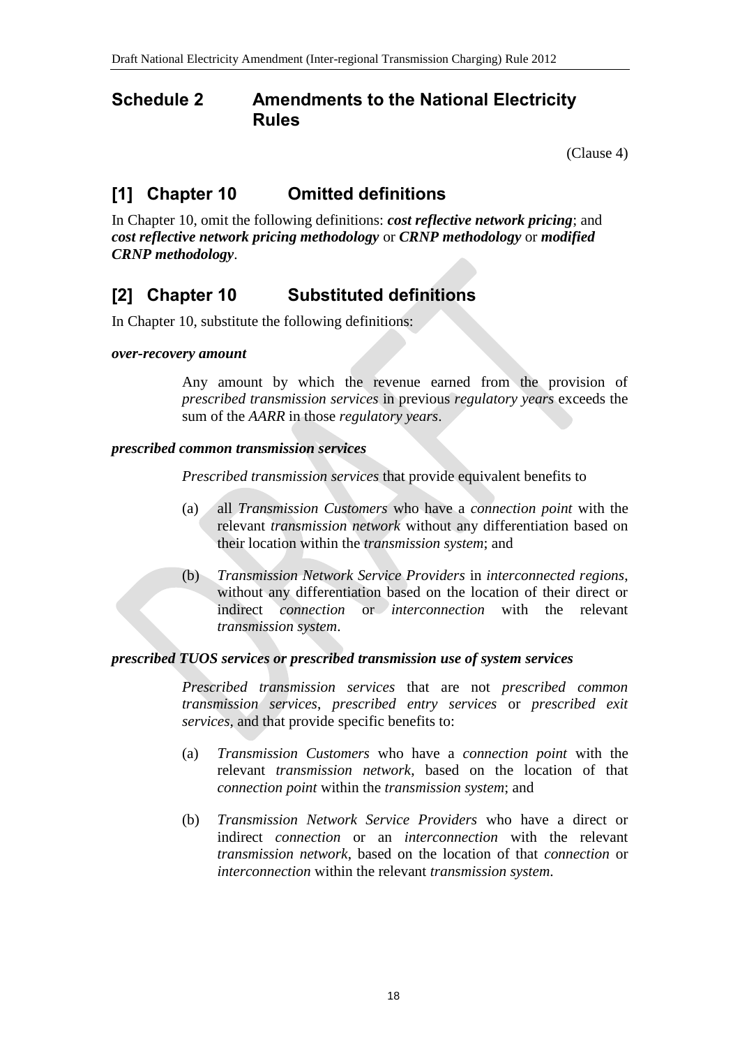## Schedule 2 Amendments to the National Electricity Rules

(Clause 4)

## [1] Chapter 10 Omitted definitions

In Chapter 10, omit the following definitions: ***cost reflective network pricing***; and ***cost reflective network pricing methodology*** or ***CRNP methodology*** or ***modified CRNP methodology***.

## [2] Chapter 10 Substituted definitions

In Chapter 10, substitute the following definitions:

***over-recovery amount***

Any amount by which the revenue earned from the provision of *prescribed transmission services* in previous *regulatory years* exceeds the sum of the *AARR* in those *regulatory years*.

***prescribed common transmission services***

*Prescribed transmission services* that provide equivalent benefits to

(a) all *Transmission Customers* who have a *connection point* with the relevant *transmission network* without any differentiation based on their location within the *transmission system*; and

(b) *Transmission Network Service Providers* in *interconnected regions*, without any differentiation based on the location of their direct or indirect *connection* or *interconnection* with the relevant *transmission system*.

***prescribed TUOS services or prescribed transmission use of system services***

*Prescribed transmission services* that are not *prescribed common transmission services*, *prescribed entry services* or *prescribed exit services*, and that provide specific benefits to:

(a) *Transmission Customers* who have a *connection point* with the relevant *transmission network*, based on the location of that *connection point* within the *transmission system*; and

(b) *Transmission Network Service Providers* who have a direct or indirect *connection* or an *interconnection* with the relevant *transmission network*, based on the location of that *connection* or *interconnection* within the relevant *transmission system*.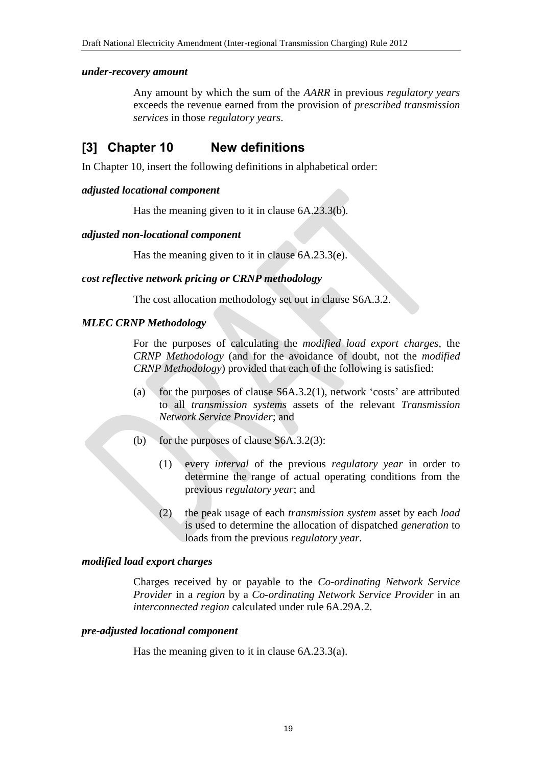***under-recovery amount***

Any amount by which the sum of the *AARR* in previous *regulatory years* exceeds the revenue earned from the provision of *prescribed transmission services* in those *regulatory years*.

## [3] Chapter 10 New definitions

In Chapter 10, insert the following definitions in alphabetical order:

***adjusted locational component***

Has the meaning given to it in clause 6A.23.3(b).

***adjusted non-locational component***

Has the meaning given to it in clause 6A.23.3(e).

***cost reflective network pricing or CRNP methodology***

The cost allocation methodology set out in clause S6A.3.2.

***MLEC CRNP Methodology***

For the purposes of calculating the *modified load export charges*, the *CRNP Methodology* (and for the avoidance of doubt, not the *modified CRNP Methodology*) provided that each of the following is satisfied:

(a) for the purposes of clause S6A.3.2(1), network 'costs' are attributed to all *transmission systems* assets of the relevant *Transmission Network Service Provider*; and

(b) for the purposes of clause S6A.3.2(3):

(1) every *interval* of the previous *regulatory year* in order to determine the range of actual operating conditions from the previous *regulatory year*; and

(2) the peak usage of each *transmission system* asset by each *load* is used to determine the allocation of dispatched *generation* to loads from the previous *regulatory year*.

***modified load export charges***

Charges received by or payable to the *Co-ordinating Network Service Provider* in a *region* by a *Co-ordinating Network Service Provider* in an *interconnected region* calculated under rule 6A.29A.2.

***pre-adjusted locational component***

Has the meaning given to it in clause 6A.23.3(a).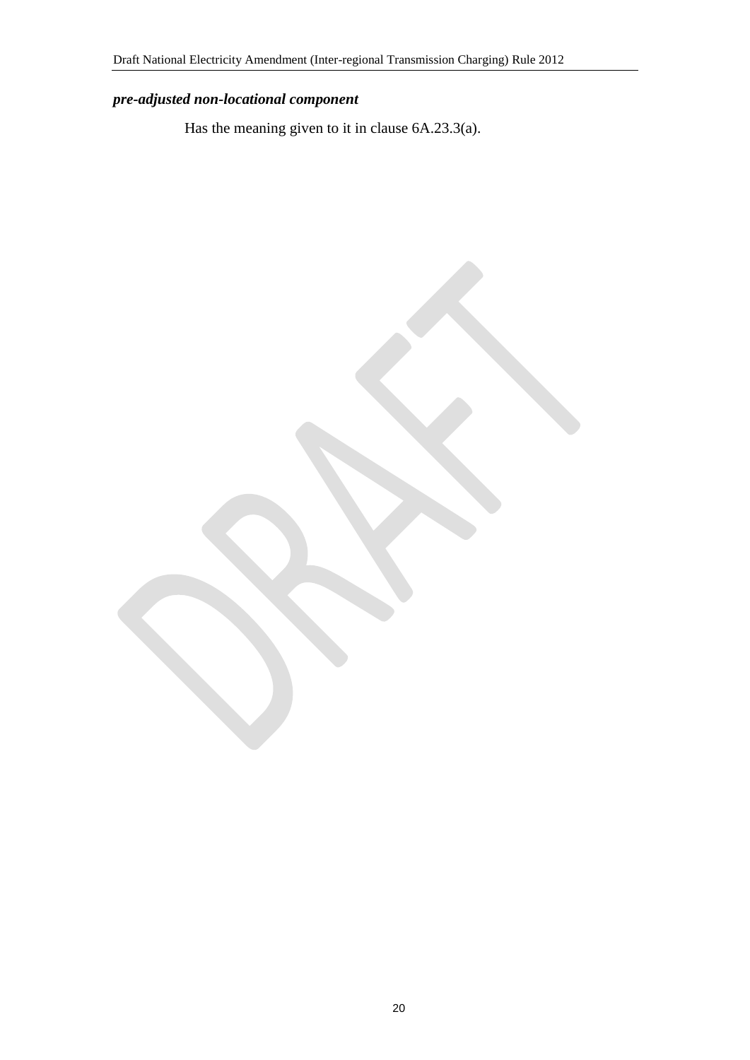***pre-adjusted non-locational component***

Has the meaning given to it in clause 6A.23.3(a).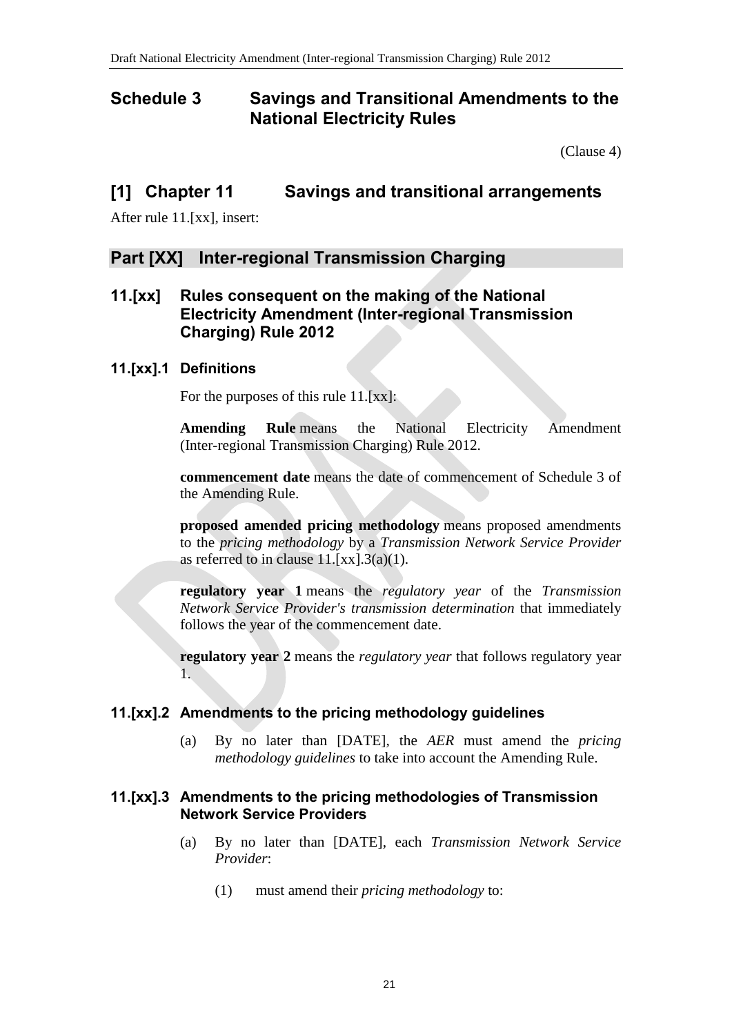# Schedule 3 Savings and Transitional Amendments to the National Electricity Rules

(Clause 4)

## [1] Chapter 11 Savings and transitional arrangements

After rule 11.[xx], insert:

## Part [XX] Inter-regional Transmission Charging

### 11.[xx] Rules consequent on the making of the National Electricity Amendment (Inter-regional Transmission Charging) Rule 2012

#### 11.[xx].1 Definitions

For the purposes of this rule 11.[xx]:

**Amending Rule** means the National Electricity Amendment (Inter-regional Transmission Charging) Rule 2012.

**commencement date** means the date of commencement of Schedule 3 of the Amending Rule.

**proposed amended pricing methodology** means proposed amendments to the *pricing methodology* by a *Transmission Network Service Provider* as referred to in clause 11.[xx].3(a)(1).

**regulatory year 1** means the *regulatory year* of the *Transmission Network Service Provider's transmission determination* that immediately follows the year of the commencement date.

**regulatory year 2** means the *regulatory year* that follows regulatory year 1.

#### 11.[xx].2 Amendments to the pricing methodology guidelines

(a) By no later than [DATE], the *AER* must amend the *pricing methodology guidelines* to take into account the Amending Rule.

#### 11.[xx].3 Amendments to the pricing methodologies of Transmission Network Service Providers

(a) By no later than [DATE], each *Transmission Network Service Provider*:

(1) must amend their *pricing methodology* to: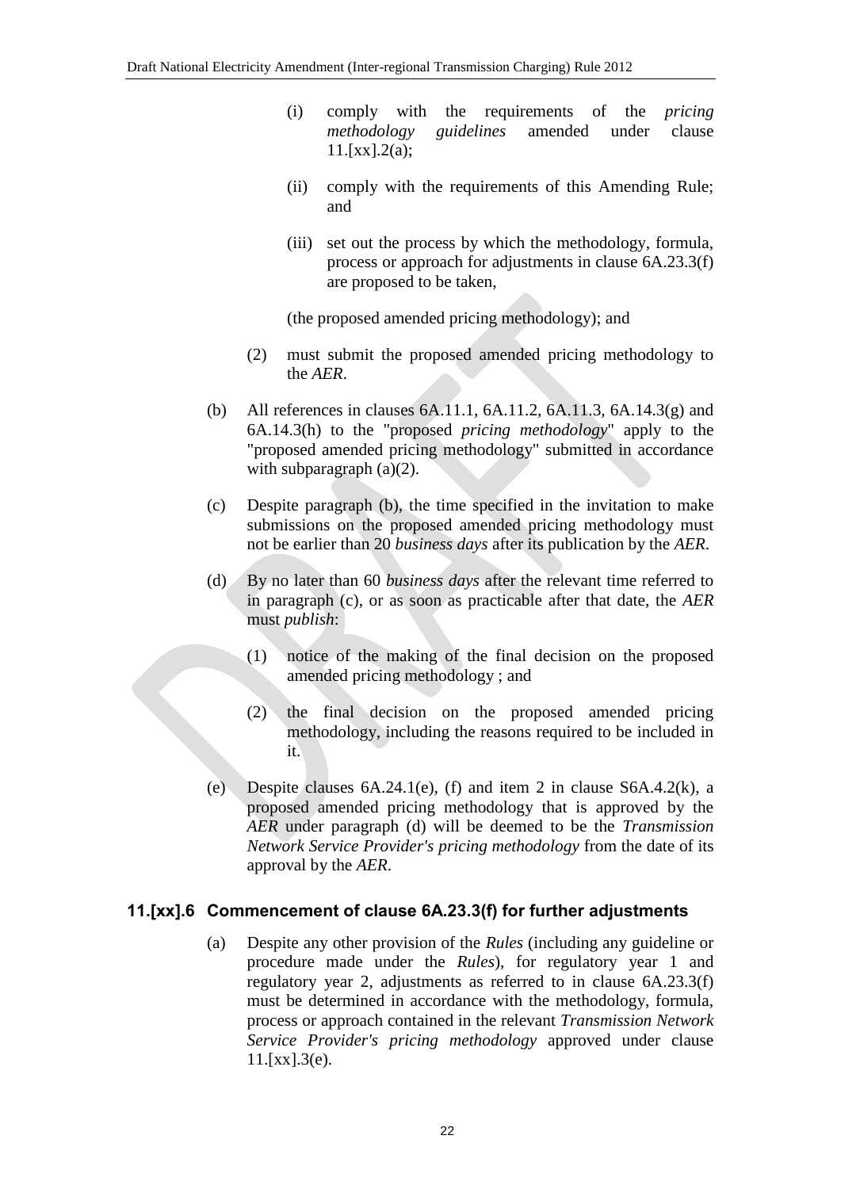(i) comply with the requirements of the *pricing methodology guidelines* amended under clause 11.[xx].2(a);

(ii) comply with the requirements of this Amending Rule; and

(iii) set out the process by which the methodology, formula, process or approach for adjustments in clause 6A.23.3(f) are proposed to be taken,

(the proposed amended pricing methodology); and

(2) must submit the proposed amended pricing methodology to the *AER*.

(b) All references in clauses 6A.11.1, 6A.11.2, 6A.11.3, 6A.14.3(g) and 6A.14.3(h) to the "proposed *pricing methodology*" apply to the "proposed amended pricing methodology" submitted in accordance with subparagraph (a)(2).

(c) Despite paragraph (b), the time specified in the invitation to make submissions on the proposed amended pricing methodology must not be earlier than 20 *business days* after its publication by the *AER*.

(d) By no later than 60 *business days* after the relevant time referred to in paragraph (c), or as soon as practicable after that date, the *AER* must *publish*:

(1) notice of the making of the final decision on the proposed amended pricing methodology ; and

(2) the final decision on the proposed amended pricing methodology, including the reasons required to be included in it.

(e) Despite clauses 6A.24.1(e), (f) and item 2 in clause S6A.4.2(k), a proposed amended pricing methodology that is approved by the *AER* under paragraph (d) will be deemed to be the *Transmission Network Service Provider's pricing methodology* from the date of its approval by the *AER*.

### 11.[xx].6 Commencement of clause 6A.23.3(f) for further adjustments

(a) Despite any other provision of the *Rules* (including any guideline or procedure made under the *Rules*), for regulatory year 1 and regulatory year 2, adjustments as referred to in clause 6A.23.3(f) must be determined in accordance with the methodology, formula, process or approach contained in the relevant *Transmission Network Service Provider's pricing methodology* approved under clause 11.[xx].3(e).